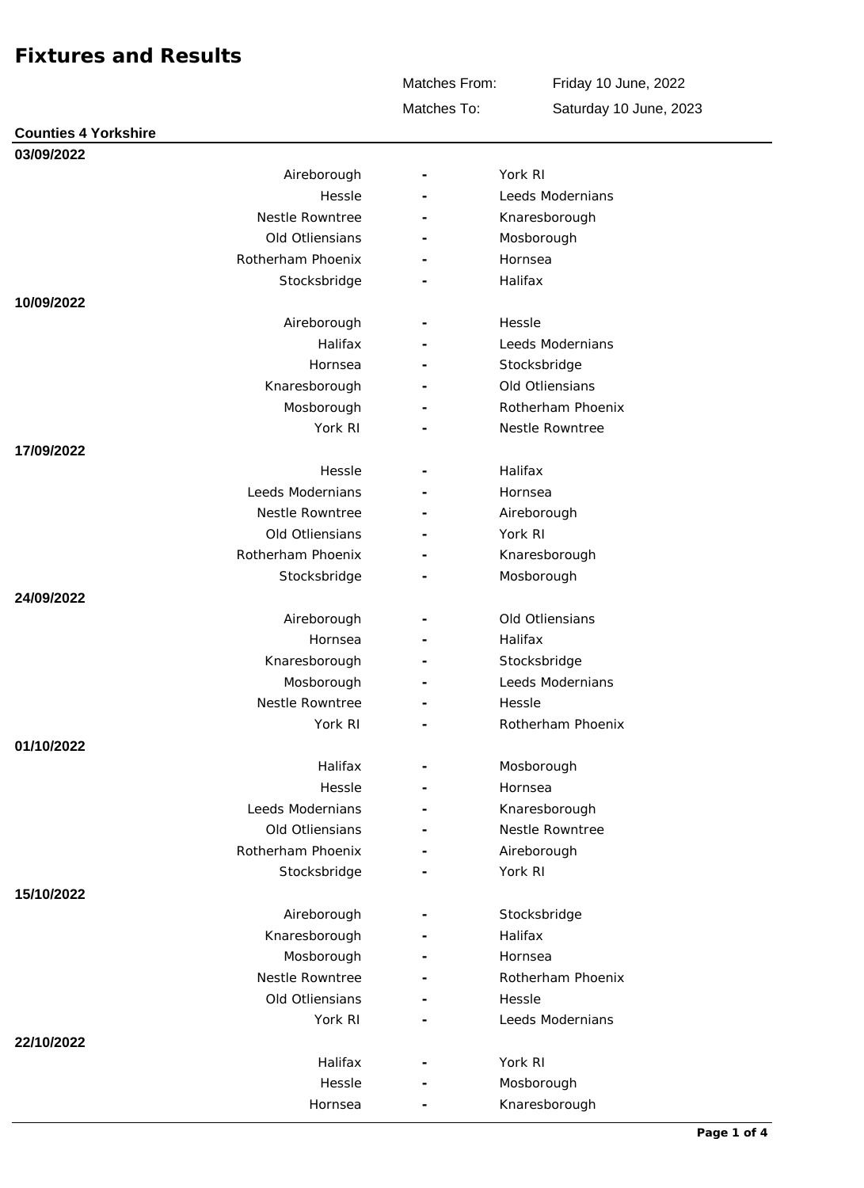# Fixtures and Results

| | |
|---|---|
| Matches From: | Friday 10 June, 2022 |
| Matches To: | Saturday 10 June, 2023 |

## Counties 4 Yorkshire

### 03/09/2022

| Home | | Away |
|---|---|---|
| Aireborough | - | York RI |
| Hessle | - | Leeds Modernians |
| Nestle Rowntree | - | Knaresborough |
| Old Otliensians | - | Mosborough |
| Rotherham Phoenix | - | Hornsea |
| Stocksbridge | - | Halifax |

### 10/09/2022

| Home | | Away |
|---|---|---|
| Aireborough | - | Hessle |
| Halifax | - | Leeds Modernians |
| Hornsea | - | Stocksbridge |
| Knaresborough | - | Old Otliensians |
| Mosborough | - | Rotherham Phoenix |
| York RI | - | Nestle Rowntree |

### 17/09/2022

| Home | | Away |
|---|---|---|
| Hessle | - | Halifax |
| Leeds Modernians | - | Hornsea |
| Nestle Rowntree | - | Aireborough |
| Old Otliensians | - | York RI |
| Rotherham Phoenix | - | Knaresborough |
| Stocksbridge | - | Mosborough |

### 24/09/2022

| Home | | Away |
|---|---|---|
| Aireborough | - | Old Otliensians |
| Hornsea | - | Halifax |
| Knaresborough | - | Stocksbridge |
| Mosborough | - | Leeds Modernians |
| Nestle Rowntree | - | Hessle |
| York RI | - | Rotherham Phoenix |

### 01/10/2022

| Home | | Away |
|---|---|---|
| Halifax | - | Mosborough |
| Hessle | - | Hornsea |
| Leeds Modernians | - | Knaresborough |
| Old Otliensians | - | Nestle Rowntree |
| Rotherham Phoenix | - | Aireborough |
| Stocksbridge | - | York RI |

### 15/10/2022

| Home | | Away |
|---|---|---|
| Aireborough | - | Stocksbridge |
| Knaresborough | - | Halifax |
| Mosborough | - | Hornsea |
| Nestle Rowntree | - | Rotherham Phoenix |
| Old Otliensians | - | Hessle |
| York RI | - | Leeds Modernians |

### 22/10/2022

| Home | | Away |
|---|---|---|
| Halifax | - | York RI |
| Hessle | - | Mosborough |
| Hornsea | - | Knaresborough |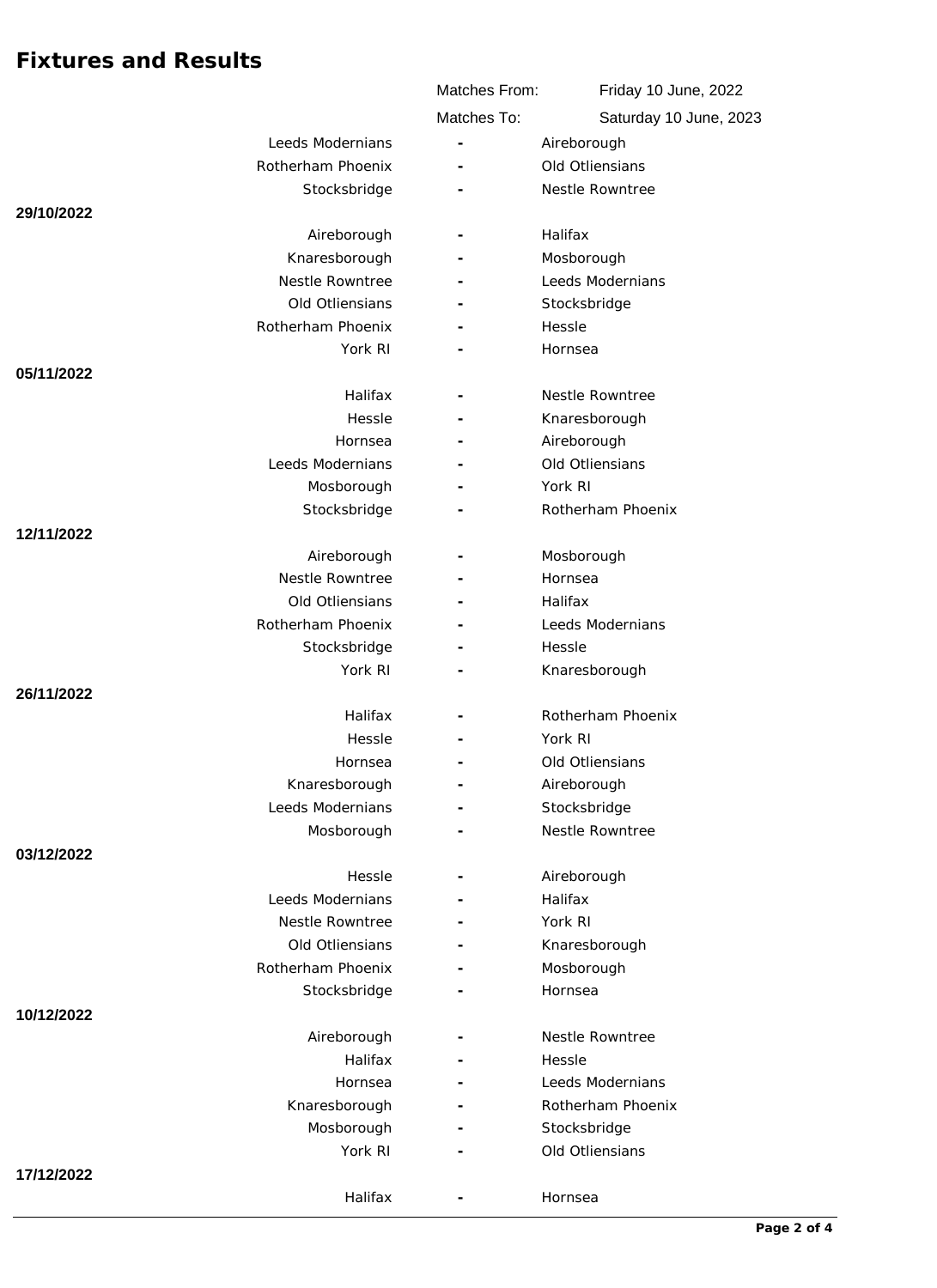## Fixtures and Results

| | | | |
|---|---|---|---|
| | Matches From: | Friday 10 June, 2022 | |
| | Matches To: | Saturday 10 June, 2023 | |

| Date | Home | | Away |
|---|---|---|---|
| | Leeds Modernians | - | Aireborough |
| | Rotherham Phoenix | - | Old Otliensians |
| | Stocksbridge | - | Nestle Rowntree |
| **29/10/2022** | | | |
| | Aireborough | - | Halifax |
| | Knaresborough | - | Mosborough |
| | Nestle Rowntree | - | Leeds Modernians |
| | Old Otliensians | - | Stocksbridge |
| | Rotherham Phoenix | - | Hessle |
| | York RI | - | Hornsea |
| **05/11/2022** | | | |
| | Halifax | - | Nestle Rowntree |
| | Hessle | - | Knaresborough |
| | Hornsea | - | Aireborough |
| | Leeds Modernians | - | Old Otliensians |
| | Mosborough | - | York RI |
| | Stocksbridge | - | Rotherham Phoenix |
| **12/11/2022** | | | |
| | Aireborough | - | Mosborough |
| | Nestle Rowntree | - | Hornsea |
| | Old Otliensians | - | Halifax |
| | Rotherham Phoenix | - | Leeds Modernians |
| | Stocksbridge | - | Hessle |
| | York RI | - | Knaresborough |
| **26/11/2022** | | | |
| | Halifax | - | Rotherham Phoenix |
| | Hessle | - | York RI |
| | Hornsea | - | Old Otliensians |
| | Knaresborough | - | Aireborough |
| | Leeds Modernians | - | Stocksbridge |
| | Mosborough | - | Nestle Rowntree |
| **03/12/2022** | | | |
| | Hessle | - | Aireborough |
| | Leeds Modernians | - | Halifax |
| | Nestle Rowntree | - | York RI |
| | Old Otliensians | - | Knaresborough |
| | Rotherham Phoenix | - | Mosborough |
| | Stocksbridge | - | Hornsea |
| **10/12/2022** | | | |
| | Aireborough | - | Nestle Rowntree |
| | Halifax | - | Hessle |
| | Hornsea | - | Leeds Modernians |
| | Knaresborough | - | Rotherham Phoenix |
| | Mosborough | - | Stocksbridge |
| | York RI | - | Old Otliensians |
| **17/12/2022** | | | |
| | Halifax | - | Hornsea |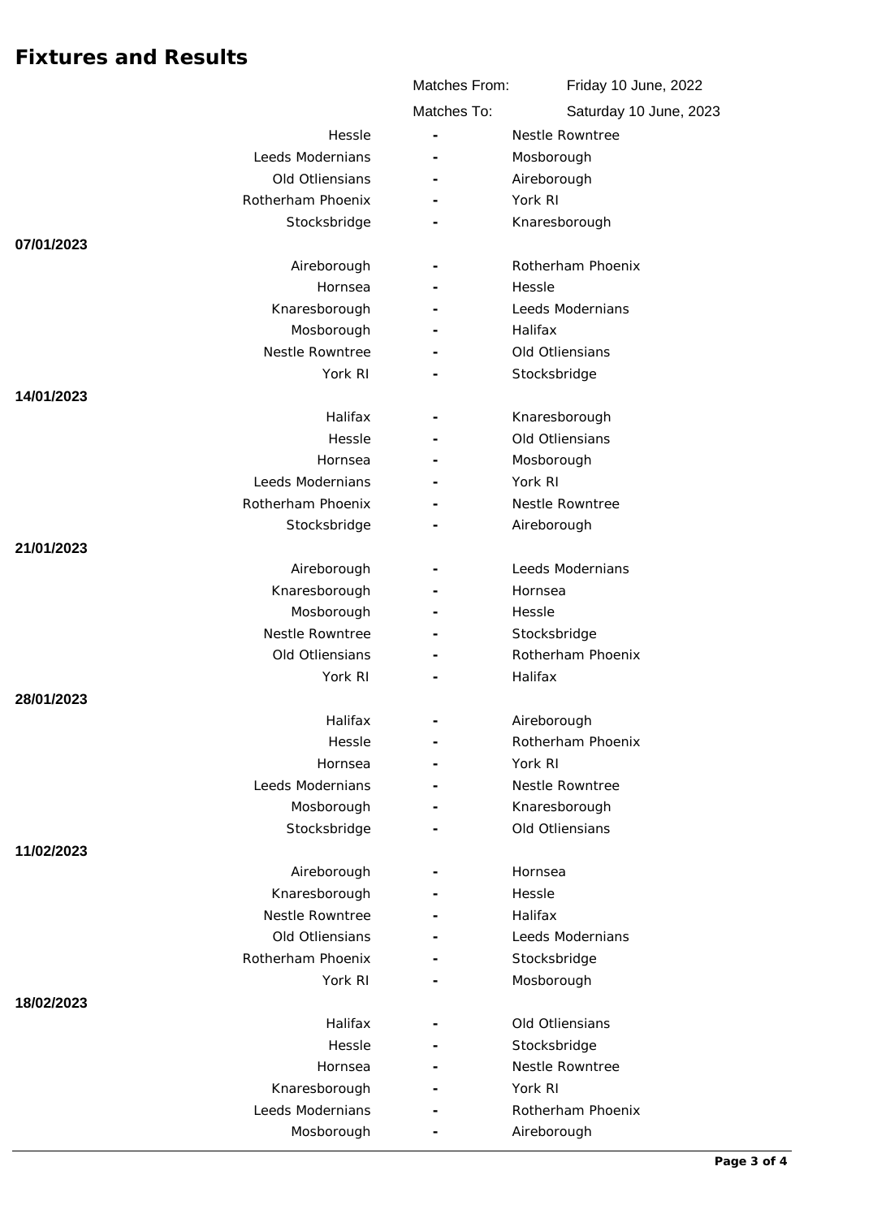# Fixtures and Results

| | |
|---|---|
| Matches From: | Friday 10 June, 2022 |
| Matches To: | Saturday 10 June, 2023 |

| Date | Home | | Away |
|---|---|---|---|
| | Hessle | - | Nestle Rowntree |
| | Leeds Modernians | - | Mosborough |
| | Old Otliensians | - | Aireborough |
| | Rotherham Phoenix | - | York RI |
| | Stocksbridge | - | Knaresborough |
| **07/01/2023** | | | |
| | Aireborough | - | Rotherham Phoenix |
| | Hornsea | - | Hessle |
| | Knaresborough | - | Leeds Modernians |
| | Mosborough | - | Halifax |
| | Nestle Rowntree | - | Old Otliensians |
| | York RI | - | Stocksbridge |
| **14/01/2023** | | | |
| | Halifax | - | Knaresborough |
| | Hessle | - | Old Otliensians |
| | Hornsea | - | Mosborough |
| | Leeds Modernians | - | York RI |
| | Rotherham Phoenix | - | Nestle Rowntree |
| | Stocksbridge | - | Aireborough |
| **21/01/2023** | | | |
| | Aireborough | - | Leeds Modernians |
| | Knaresborough | - | Hornsea |
| | Mosborough | - | Hessle |
| | Nestle Rowntree | - | Stocksbridge |
| | Old Otliensians | - | Rotherham Phoenix |
| | York RI | - | Halifax |
| **28/01/2023** | | | |
| | Halifax | - | Aireborough |
| | Hessle | - | Rotherham Phoenix |
| | Hornsea | - | York RI |
| | Leeds Modernians | - | Nestle Rowntree |
| | Mosborough | - | Knaresborough |
| | Stocksbridge | - | Old Otliensians |
| **11/02/2023** | | | |
| | Aireborough | - | Hornsea |
| | Knaresborough | - | Hessle |
| | Nestle Rowntree | - | Halifax |
| | Old Otliensians | - | Leeds Modernians |
| | Rotherham Phoenix | - | Stocksbridge |
| | York RI | - | Mosborough |
| **18/02/2023** | | | |
| | Halifax | - | Old Otliensians |
| | Hessle | - | Stocksbridge |
| | Hornsea | - | Nestle Rowntree |
| | Knaresborough | - | York RI |
| | Leeds Modernians | - | Rotherham Phoenix |
| | Mosborough | - | Aireborough |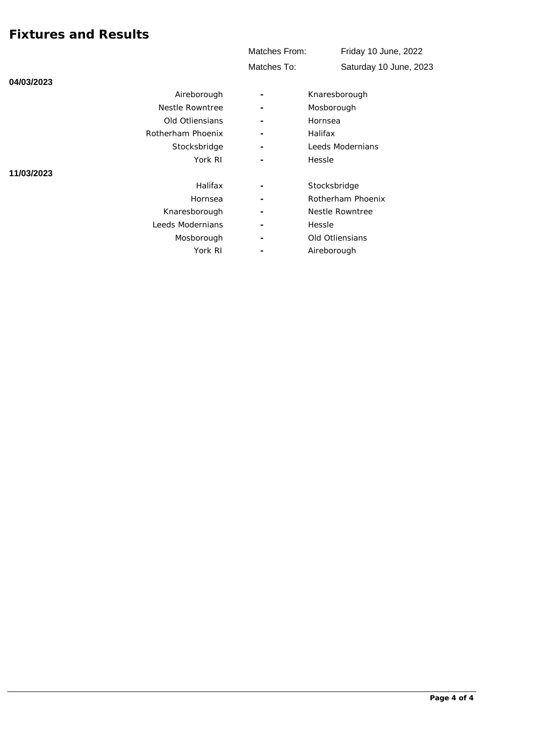# Fixtures and Results

| | |
|---|---|
| Matches From: | Friday 10 June, 2022 |
| Matches To: | Saturday 10 June, 2023 |

**04/03/2023**

| | | |
|---|---|---|
| Aireborough | - | Knaresborough |
| Nestle Rowntree | - | Mosborough |
| Old Otliensians | - | Hornsea |
| Rotherham Phoenix | - | Halifax |
| Stocksbridge | - | Leeds Modernians |
| York RI | - | Hessle |

**11/03/2023**

| | | |
|---|---|---|
| Halifax | - | Stocksbridge |
| Hornsea | - | Rotherham Phoenix |
| Knaresborough | - | Nestle Rowntree |
| Leeds Modernians | - | Hessle |
| Mosborough | - | Old Otliensians |
| York RI | - | Aireborough |